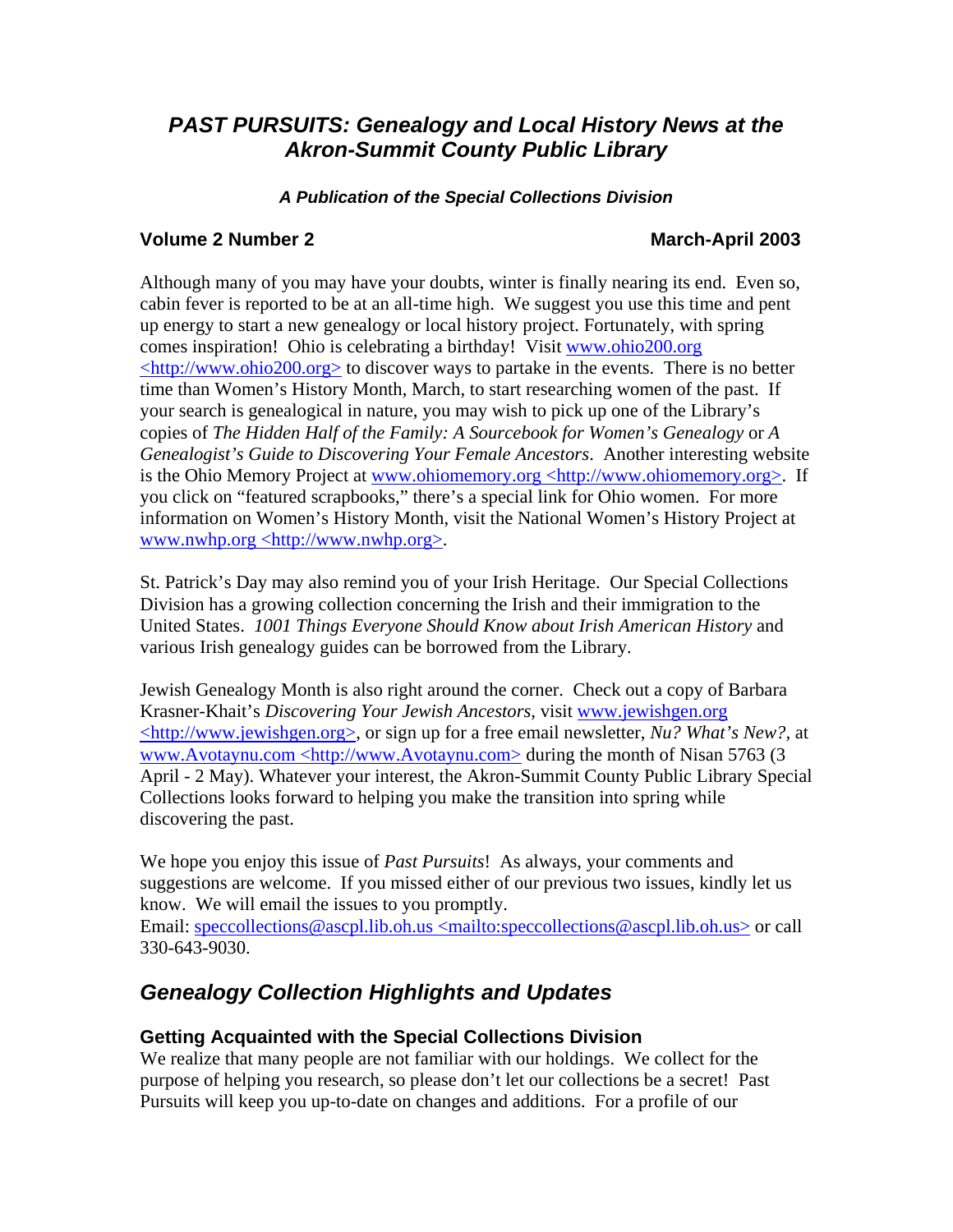# *PAST PURSUITS: Genealogy and Local History News at the Akron-Summit County Public Library*

***A Publication of the Special Collections Division***

**Volume 2 Number 2** **March-April 2003**

Although many of you may have your doubts, winter is finally nearing its end. Even so, cabin fever is reported to be at an all-time high. We suggest you use this time and pent up energy to start a new genealogy or local history project. Fortunately, with spring comes inspiration! Ohio is celebrating a birthday! Visit www.ohio200.org <http://www.ohio200.org> to discover ways to partake in the events. There is no better time than Women's History Month, March, to start researching women of the past. If your search is genealogical in nature, you may wish to pick up one of the Library's copies of *The Hidden Half of the Family: A Sourcebook for Women's Genealogy* or *A Genealogist's Guide to Discovering Your Female Ancestors*. Another interesting website is the Ohio Memory Project at www.ohiomemory.org <http://www.ohiomemory.org>. If you click on "featured scrapbooks," there's a special link for Ohio women. For more information on Women's History Month, visit the National Women's History Project at www.nwhp.org <http://www.nwhp.org>.

St. Patrick's Day may also remind you of your Irish Heritage. Our Special Collections Division has a growing collection concerning the Irish and their immigration to the United States. *1001 Things Everyone Should Know about Irish American History* and various Irish genealogy guides can be borrowed from the Library.

Jewish Genealogy Month is also right around the corner. Check out a copy of Barbara Krasner-Khait's *Discovering Your Jewish Ancestors*, visit www.jewishgen.org <http://www.jewishgen.org>, or sign up for a free email newsletter, *Nu? What's New?*, at www.Avotaynu.com <http://www.Avotaynu.com> during the month of Nisan 5763 (3 April - 2 May). Whatever your interest, the Akron-Summit County Public Library Special Collections looks forward to helping you make the transition into spring while discovering the past.

We hope you enjoy this issue of *Past Pursuits*! As always, your comments and suggestions are welcome. If you missed either of our previous two issues, kindly let us know. We will email the issues to you promptly.
Email: speccollections@ascpl.lib.oh.us <mailto:speccollections@ascpl.lib.oh.us> or call 330-643-9030.

## *Genealogy Collection Highlights and Updates*

### Getting Acquainted with the Special Collections Division

We realize that many people are not familiar with our holdings. We collect for the purpose of helping you research, so please don't let our collections be a secret! Past Pursuits will keep you up-to-date on changes and additions. For a profile of our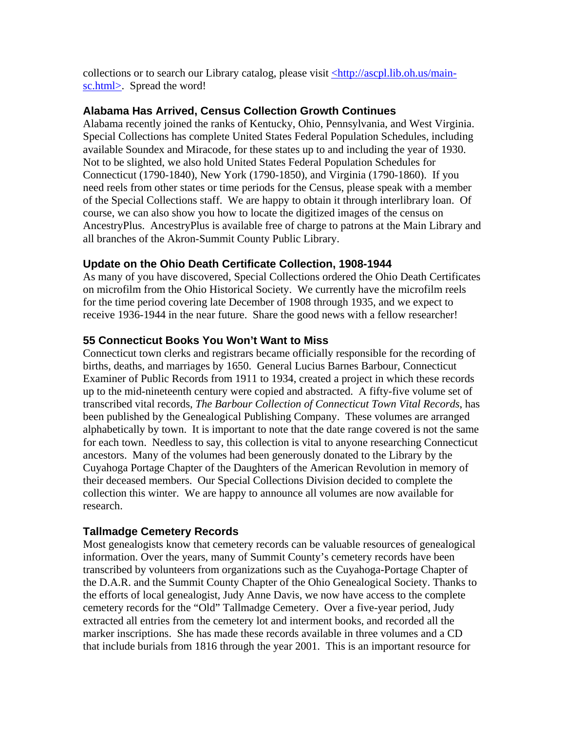collections or to search our Library catalog, please visit <http://ascpl.lib.oh.us/main-sc.html>. Spread the word!

### Alabama Has Arrived, Census Collection Growth Continues

Alabama recently joined the ranks of Kentucky, Ohio, Pennsylvania, and West Virginia. Special Collections has complete United States Federal Population Schedules, including available Soundex and Miracode, for these states up to and including the year of 1930. Not to be slighted, we also hold United States Federal Population Schedules for Connecticut (1790-1840), New York (1790-1850), and Virginia (1790-1860). If you need reels from other states or time periods for the Census, please speak with a member of the Special Collections staff. We are happy to obtain it through interlibrary loan. Of course, we can also show you how to locate the digitized images of the census on AncestryPlus. AncestryPlus is available free of charge to patrons at the Main Library and all branches of the Akron-Summit County Public Library.

### Update on the Ohio Death Certificate Collection, 1908-1944

As many of you have discovered, Special Collections ordered the Ohio Death Certificates on microfilm from the Ohio Historical Society. We currently have the microfilm reels for the time period covering late December of 1908 through 1935, and we expect to receive 1936-1944 in the near future. Share the good news with a fellow researcher!

### 55 Connecticut Books You Won't Want to Miss

Connecticut town clerks and registrars became officially responsible for the recording of births, deaths, and marriages by 1650. General Lucius Barnes Barbour, Connecticut Examiner of Public Records from 1911 to 1934, created a project in which these records up to the mid-nineteenth century were copied and abstracted. A fifty-five volume set of transcribed vital records, *The Barbour Collection of Connecticut Town Vital Records*, has been published by the Genealogical Publishing Company. These volumes are arranged alphabetically by town. It is important to note that the date range covered is not the same for each town. Needless to say, this collection is vital to anyone researching Connecticut ancestors. Many of the volumes had been generously donated to the Library by the Cuyahoga Portage Chapter of the Daughters of the American Revolution in memory of their deceased members. Our Special Collections Division decided to complete the collection this winter. We are happy to announce all volumes are now available for research.

### Tallmadge Cemetery Records

Most genealogists know that cemetery records can be valuable resources of genealogical information. Over the years, many of Summit County's cemetery records have been transcribed by volunteers from organizations such as the Cuyahoga-Portage Chapter of the D.A.R. and the Summit County Chapter of the Ohio Genealogical Society. Thanks to the efforts of local genealogist, Judy Anne Davis, we now have access to the complete cemetery records for the "Old" Tallmadge Cemetery. Over a five-year period, Judy extracted all entries from the cemetery lot and interment books, and recorded all the marker inscriptions. She has made these records available in three volumes and a CD that include burials from 1816 through the year 2001. This is an important resource for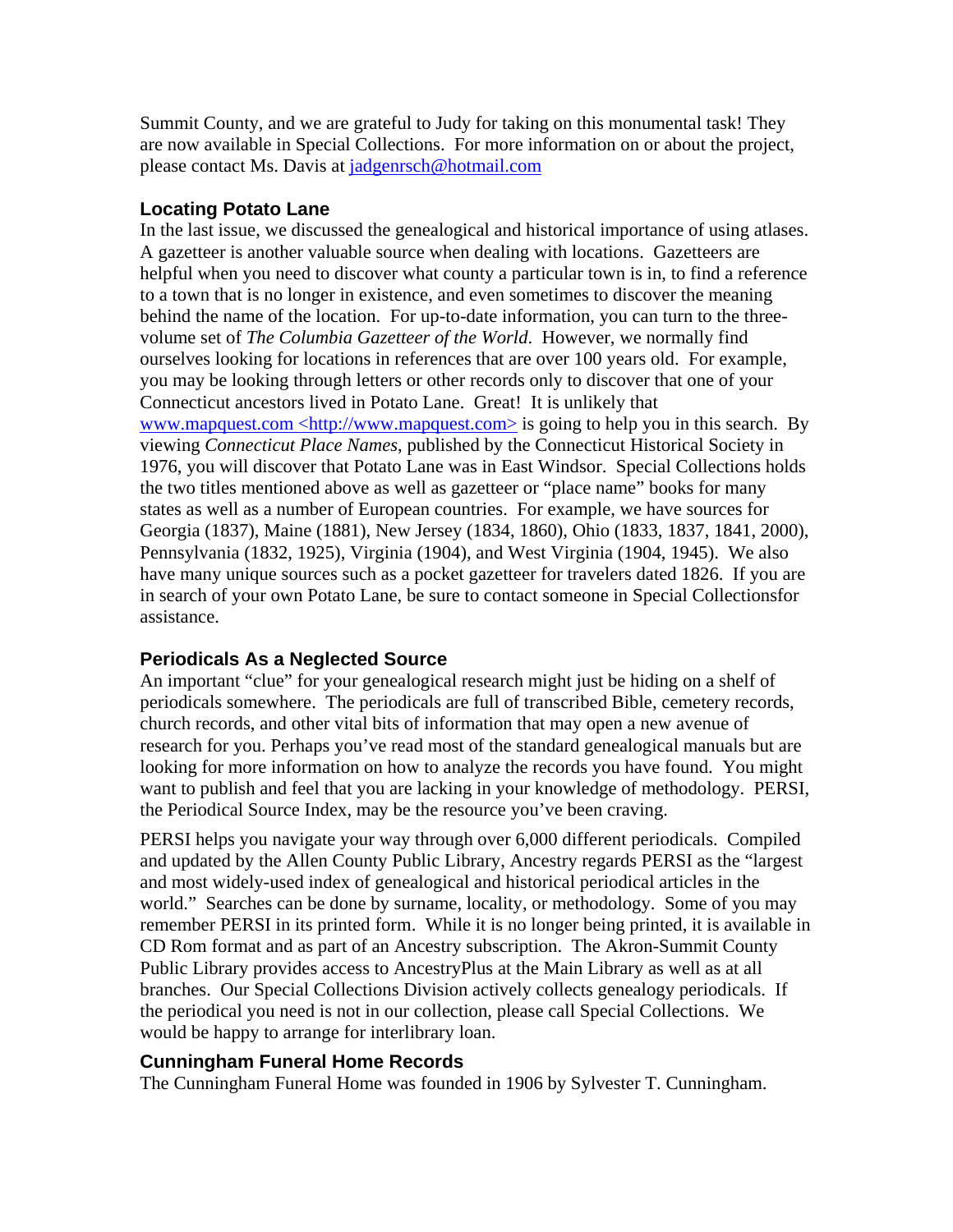Summit County, and we are grateful to Judy for taking on this monumental task! They are now available in Special Collections. For more information on or about the project, please contact Ms. Davis at jadgenrsch@hotmail.com

### Locating Potato Lane

In the last issue, we discussed the genealogical and historical importance of using atlases. A gazetteer is another valuable source when dealing with locations. Gazetteers are helpful when you need to discover what county a particular town is in, to find a reference to a town that is no longer in existence, and even sometimes to discover the meaning behind the name of the location. For up-to-date information, you can turn to the three-volume set of *The Columbia Gazetteer of the World*. However, we normally find ourselves looking for locations in references that are over 100 years old. For example, you may be looking through letters or other records only to discover that one of your Connecticut ancestors lived in Potato Lane. Great! It is unlikely that www.mapquest.com <http://www.mapquest.com> is going to help you in this search. By viewing *Connecticut Place Names*, published by the Connecticut Historical Society in 1976, you will discover that Potato Lane was in East Windsor. Special Collections holds the two titles mentioned above as well as gazetteer or "place name" books for many states as well as a number of European countries. For example, we have sources for Georgia (1837), Maine (1881), New Jersey (1834, 1860), Ohio (1833, 1837, 1841, 2000), Pennsylvania (1832, 1925), Virginia (1904), and West Virginia (1904, 1945). We also have many unique sources such as a pocket gazetteer for travelers dated 1826. If you are in search of your own Potato Lane, be sure to contact someone in Special Collectionsfor assistance.

### Periodicals As a Neglected Source

An important "clue" for your genealogical research might just be hiding on a shelf of periodicals somewhere. The periodicals are full of transcribed Bible, cemetery records, church records, and other vital bits of information that may open a new avenue of research for you. Perhaps you've read most of the standard genealogical manuals but are looking for more information on how to analyze the records you have found. You might want to publish and feel that you are lacking in your knowledge of methodology. PERSI, the Periodical Source Index, may be the resource you've been craving.

PERSI helps you navigate your way through over 6,000 different periodicals. Compiled and updated by the Allen County Public Library, Ancestry regards PERSI as the "largest and most widely-used index of genealogical and historical periodical articles in the world." Searches can be done by surname, locality, or methodology. Some of you may remember PERSI in its printed form. While it is no longer being printed, it is available in CD Rom format and as part of an Ancestry subscription. The Akron-Summit County Public Library provides access to AncestryPlus at the Main Library as well as at all branches. Our Special Collections Division actively collects genealogy periodicals. If the periodical you need is not in our collection, please call Special Collections. We would be happy to arrange for interlibrary loan.

### Cunningham Funeral Home Records

The Cunningham Funeral Home was founded in 1906 by Sylvester T. Cunningham.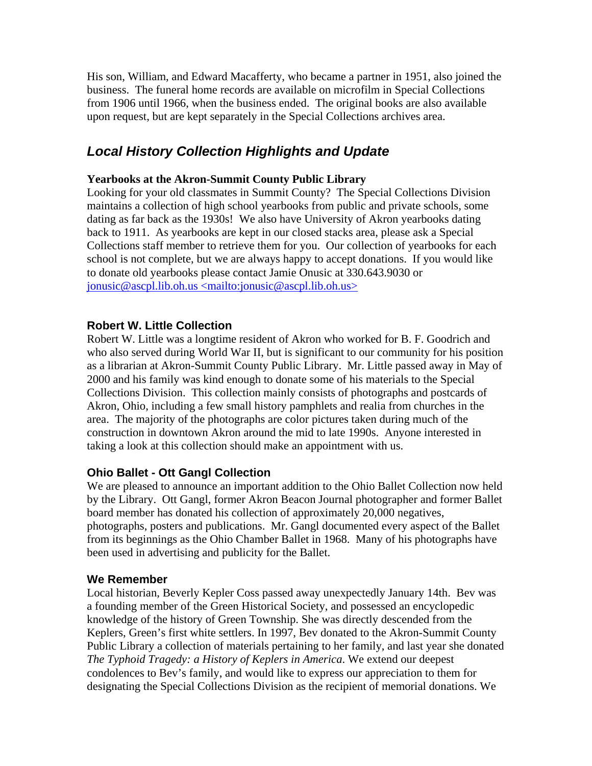His son, William, and Edward Macafferty, who became a partner in 1951, also joined the business. The funeral home records are available on microfilm in Special Collections from 1906 until 1966, when the business ended. The original books are also available upon request, but are kept separately in the Special Collections archives area.

## *Local History Collection Highlights and Update*

**Yearbooks at the Akron-Summit County Public Library**

Looking for your old classmates in Summit County? The Special Collections Division maintains a collection of high school yearbooks from public and private schools, some dating as far back as the 1930s! We also have University of Akron yearbooks dating back to 1911. As yearbooks are kept in our closed stacks area, please ask a Special Collections staff member to retrieve them for you. Our collection of yearbooks for each school is not complete, but we are always happy to accept donations. If you would like to donate old yearbooks please contact Jamie Onusic at 330.643.9030 or [jonusic@ascpl.lib.oh.us <mailto:jonusic@ascpl.lib.oh.us>](mailto:jonusic@ascpl.lib.oh.us)

### Robert W. Little Collection

Robert W. Little was a longtime resident of Akron who worked for B. F. Goodrich and who also served during World War II, but is significant to our community for his position as a librarian at Akron-Summit County Public Library. Mr. Little passed away in May of 2000 and his family was kind enough to donate some of his materials to the Special Collections Division. This collection mainly consists of photographs and postcards of Akron, Ohio, including a few small history pamphlets and realia from churches in the area. The majority of the photographs are color pictures taken during much of the construction in downtown Akron around the mid to late 1990s. Anyone interested in taking a look at this collection should make an appointment with us.

### Ohio Ballet - Ott Gangl Collection

We are pleased to announce an important addition to the Ohio Ballet Collection now held by the Library. Ott Gangl, former Akron Beacon Journal photographer and former Ballet board member has donated his collection of approximately 20,000 negatives, photographs, posters and publications. Mr. Gangl documented every aspect of the Ballet from its beginnings as the Ohio Chamber Ballet in 1968. Many of his photographs have been used in advertising and publicity for the Ballet.

### We Remember

Local historian, Beverly Kepler Coss passed away unexpectedly January 14th. Bev was a founding member of the Green Historical Society, and possessed an encyclopedic knowledge of the history of Green Township. She was directly descended from the Keplers, Green's first white settlers. In 1997, Bev donated to the Akron-Summit County Public Library a collection of materials pertaining to her family, and last year she donated *The Typhoid Tragedy: a History of Keplers in America*. We extend our deepest condolences to Bev's family, and would like to express our appreciation to them for designating the Special Collections Division as the recipient of memorial donations. We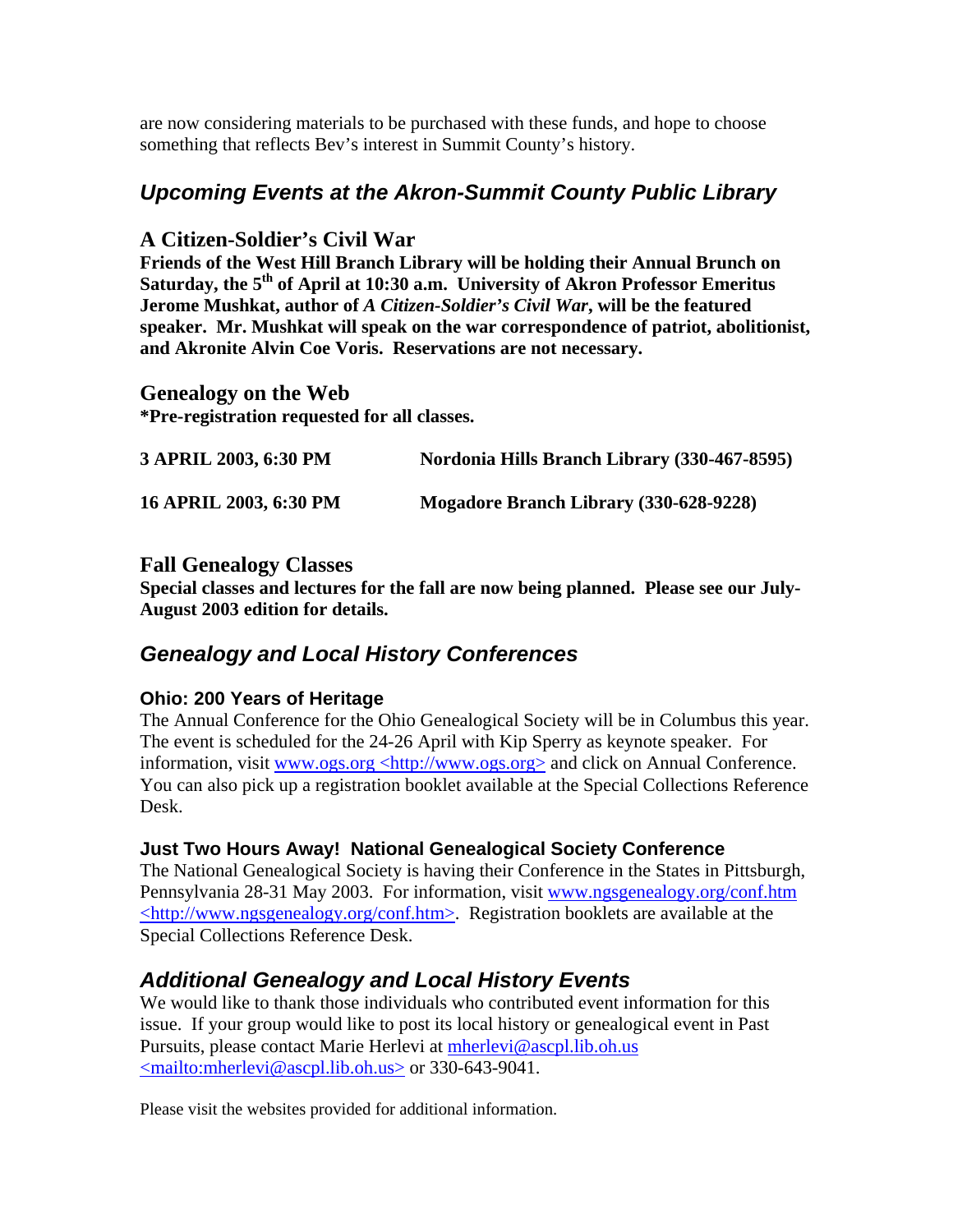are now considering materials to be purchased with these funds, and hope to choose something that reflects Bev's interest in Summit County's history.

## *Upcoming Events at the Akron-Summit County Public Library*

### A Citizen-Soldier's Civil War

**Friends of the West Hill Branch Library will be holding their Annual Brunch on Saturday, the 5th of April at 10:30 a.m. University of Akron Professor Emeritus Jerome Mushkat, author of *A Citizen-Soldier's Civil War*, will be the featured speaker. Mr. Mushkat will speak on the war correspondence of patriot, abolitionist, and Akronite Alvin Coe Voris. Reservations are not necessary.**

### Genealogy on the Web

**\*Pre-registration requested for all classes.**

| | |
|---|---|
| **3 APRIL 2003, 6:30 PM** | **Nordonia Hills Branch Library (330-467-8595)** |
| **16 APRIL 2003, 6:30 PM** | **Mogadore Branch Library (330-628-9228)** |

### Fall Genealogy Classes

**Special classes and lectures for the fall are now being planned. Please see our July-August 2003 edition for details.**

## *Genealogy and Local History Conferences*

#### Ohio: 200 Years of Heritage

The Annual Conference for the Ohio Genealogical Society will be in Columbus this year. The event is scheduled for the 24-26 April with Kip Sperry as keynote speaker. For information, visit www.ogs.org <http://www.ogs.org> and click on Annual Conference. You can also pick up a registration booklet available at the Special Collections Reference Desk.

#### Just Two Hours Away! National Genealogical Society Conference

The National Genealogical Society is having their Conference in the States in Pittsburgh, Pennsylvania 28-31 May 2003. For information, visit www.ngsgenealogy.org/conf.htm <http://www.ngsgenealogy.org/conf.htm>. Registration booklets are available at the Special Collections Reference Desk.

## *Additional Genealogy and Local History Events*

We would like to thank those individuals who contributed event information for this issue. If your group would like to post its local history or genealogical event in Past Pursuits, please contact Marie Herlevi at mherlevi@ascpl.lib.oh.us <mailto:mherlevi@ascpl.lib.oh.us> or 330-643-9041.

Please visit the websites provided for additional information.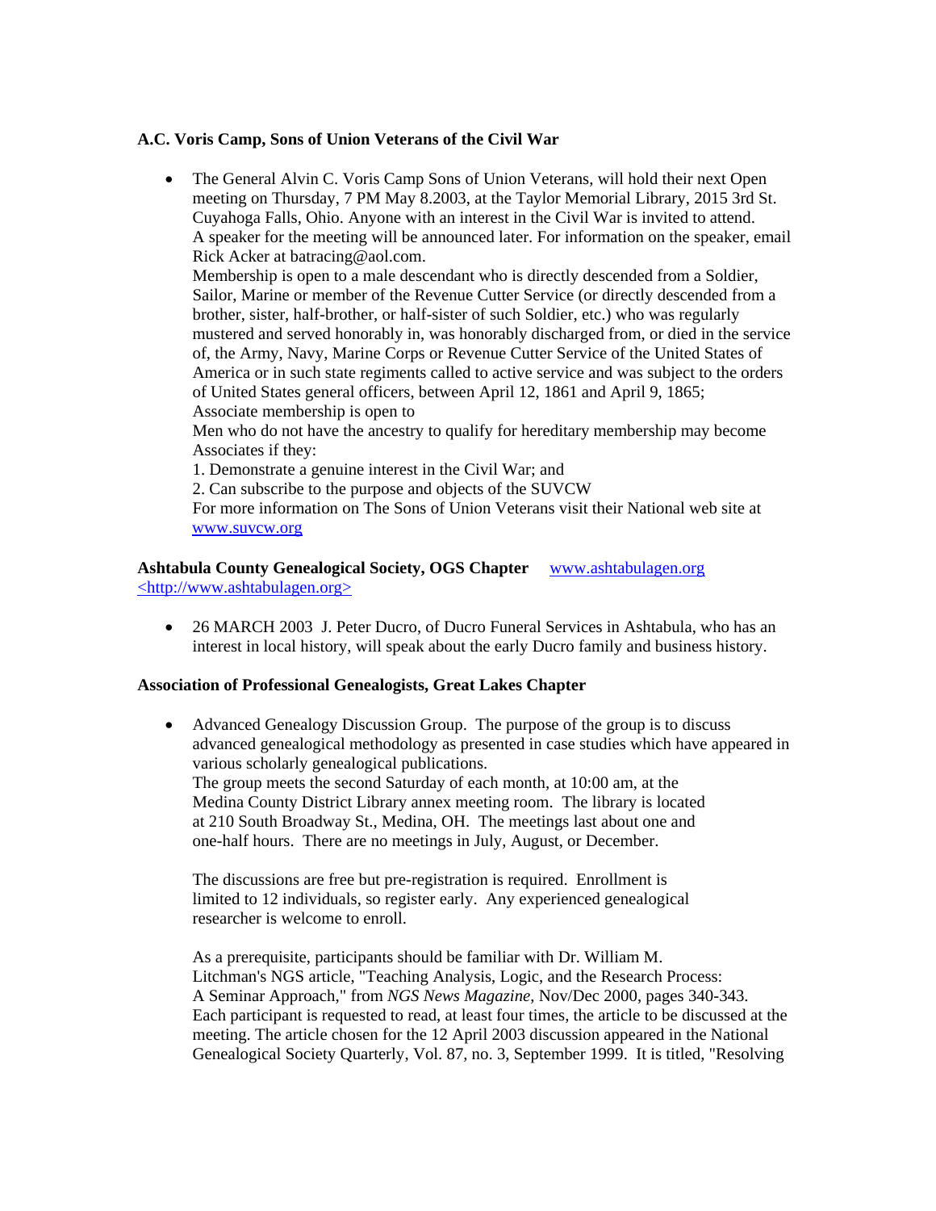**A.C. Voris Camp, Sons of Union Veterans of the Civil War**

- The General Alvin C. Voris Camp Sons of Union Veterans, will hold their next Open meeting on Thursday, 7 PM May 8.2003, at the Taylor Memorial Library, 2015 3rd St. Cuyahoga Falls, Ohio. Anyone with an interest in the Civil War is invited to attend. A speaker for the meeting will be announced later. For information on the speaker, email Rick Acker at batracing@aol.com.
  Membership is open to a male descendant who is directly descended from a Soldier, Sailor, Marine or member of the Revenue Cutter Service (or directly descended from a brother, sister, half-brother, or half-sister of such Soldier, etc.) who was regularly mustered and served honorably in, was honorably discharged from, or died in the service of, the Army, Navy, Marine Corps or Revenue Cutter Service of the United States of America or in such state regiments called to active service and was subject to the orders of United States general officers, between April 12, 1861 and April 9, 1865;
  Associate membership is open to
  Men who do not have the ancestry to qualify for hereditary membership may become Associates if they:
  1. Demonstrate a genuine interest in the Civil War; and
  2. Can subscribe to the purpose and objects of the SUVCW
  For more information on The Sons of Union Veterans visit their National web site at [www.suvcw.org](http://www.suvcw.org)

**Ashtabula County Genealogical Society, OGS Chapter** [www.ashtabulagen.org](http://www.ashtabulagen.org) [<http://www.ashtabulagen.org>](http://www.ashtabulagen.org)

- 26 MARCH 2003 J. Peter Ducro, of Ducro Funeral Services in Ashtabula, who has an interest in local history, will speak about the early Ducro family and business history.

**Association of Professional Genealogists, Great Lakes Chapter**

- Advanced Genealogy Discussion Group. The purpose of the group is to discuss advanced genealogical methodology as presented in case studies which have appeared in various scholarly genealogical publications.
  The group meets the second Saturday of each month, at 10:00 am, at the Medina County District Library annex meeting room. The library is located at 210 South Broadway St., Medina, OH. The meetings last about one and one-half hours. There are no meetings in July, August, or December.

  The discussions are free but pre-registration is required. Enrollment is limited to 12 individuals, so register early. Any experienced genealogical researcher is welcome to enroll.

  As a prerequisite, participants should be familiar with Dr. William M. Litchman's NGS article, "Teaching Analysis, Logic, and the Research Process: A Seminar Approach," from *NGS News Magazine*, Nov/Dec 2000, pages 340-343. Each participant is requested to read, at least four times, the article to be discussed at the meeting. The article chosen for the 12 April 2003 discussion appeared in the National Genealogical Society Quarterly, Vol. 87, no. 3, September 1999. It is titled, "Resolving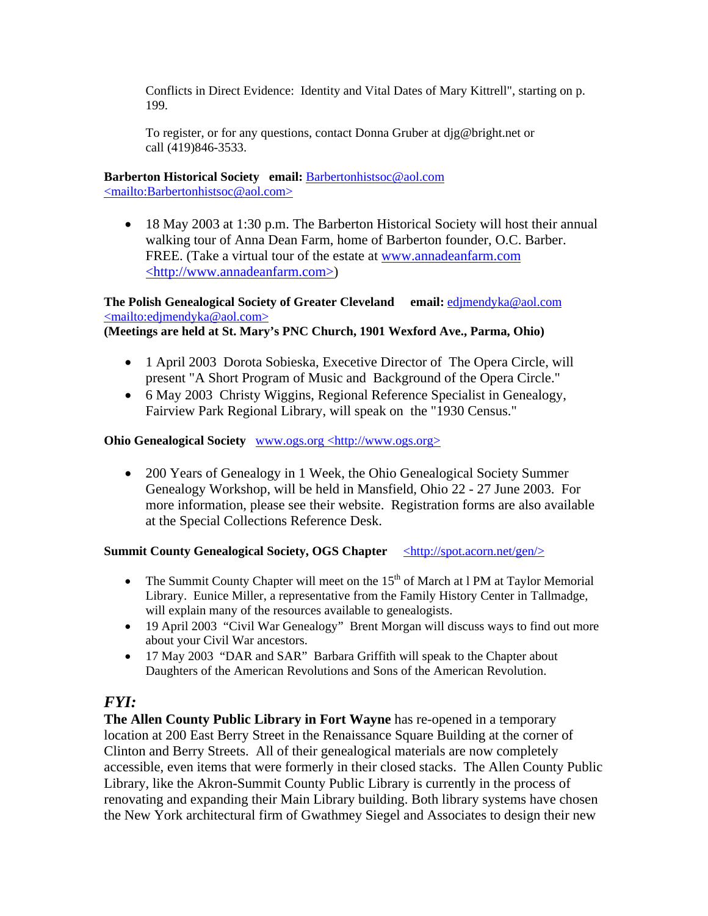Conflicts in Direct Evidence: Identity and Vital Dates of Mary Kittrell", starting on p. 199.

To register, or for any questions, contact Donna Gruber at djg@bright.net or call (419)846-3533.

**Barberton Historical Society email:** Barbertonhistsoc@aol.com <mailto:Barbertonhistsoc@aol.com>

- 18 May 2003 at 1:30 p.m. The Barberton Historical Society will host their annual walking tour of Anna Dean Farm, home of Barberton founder, O.C. Barber. FREE. (Take a virtual tour of the estate at www.annadeanfarm.com <http://www.annadeanfarm.com>)

**The Polish Genealogical Society of Greater Cleveland email:** edjmendyka@aol.com <mailto:edjmendyka@aol.com>
**(Meetings are held at St. Mary's PNC Church, 1901 Wexford Ave., Parma, Ohio)**

- 1 April 2003 Dorota Sobieska, Executive Director of The Opera Circle, will present "A Short Program of Music and Background of the Opera Circle."
- 6 May 2003 Christy Wiggins, Regional Reference Specialist in Genealogy, Fairview Park Regional Library, will speak on the "1930 Census."

**Ohio Genealogical Society** www.ogs.org <http://www.ogs.org>

- 200 Years of Genealogy in 1 Week, the Ohio Genealogical Society Summer Genealogy Workshop, will be held in Mansfield, Ohio 22 - 27 June 2003. For more information, please see their website. Registration forms are also available at the Special Collections Reference Desk.

**Summit County Genealogical Society, OGS Chapter** <http://spot.acorn.net/gen/>

- The Summit County Chapter will meet on the 15th of March at l PM at Taylor Memorial Library. Eunice Miller, a representative from the Family History Center in Tallmadge, will explain many of the resources available to genealogists.
- 19 April 2003 "Civil War Genealogy" Brent Morgan will discuss ways to find out more about your Civil War ancestors.
- 17 May 2003 "DAR and SAR" Barbara Griffith will speak to the Chapter about Daughters of the American Revolutions and Sons of the American Revolution.

## *FYI:*

**The Allen County Public Library in Fort Wayne** has re-opened in a temporary location at 200 East Berry Street in the Renaissance Square Building at the corner of Clinton and Berry Streets. All of their genealogical materials are now completely accessible, even items that were formerly in their closed stacks. The Allen County Public Library, like the Akron-Summit County Public Library is currently in the process of renovating and expanding their Main Library building. Both library systems have chosen the New York architectural firm of Gwathmey Siegel and Associates to design their new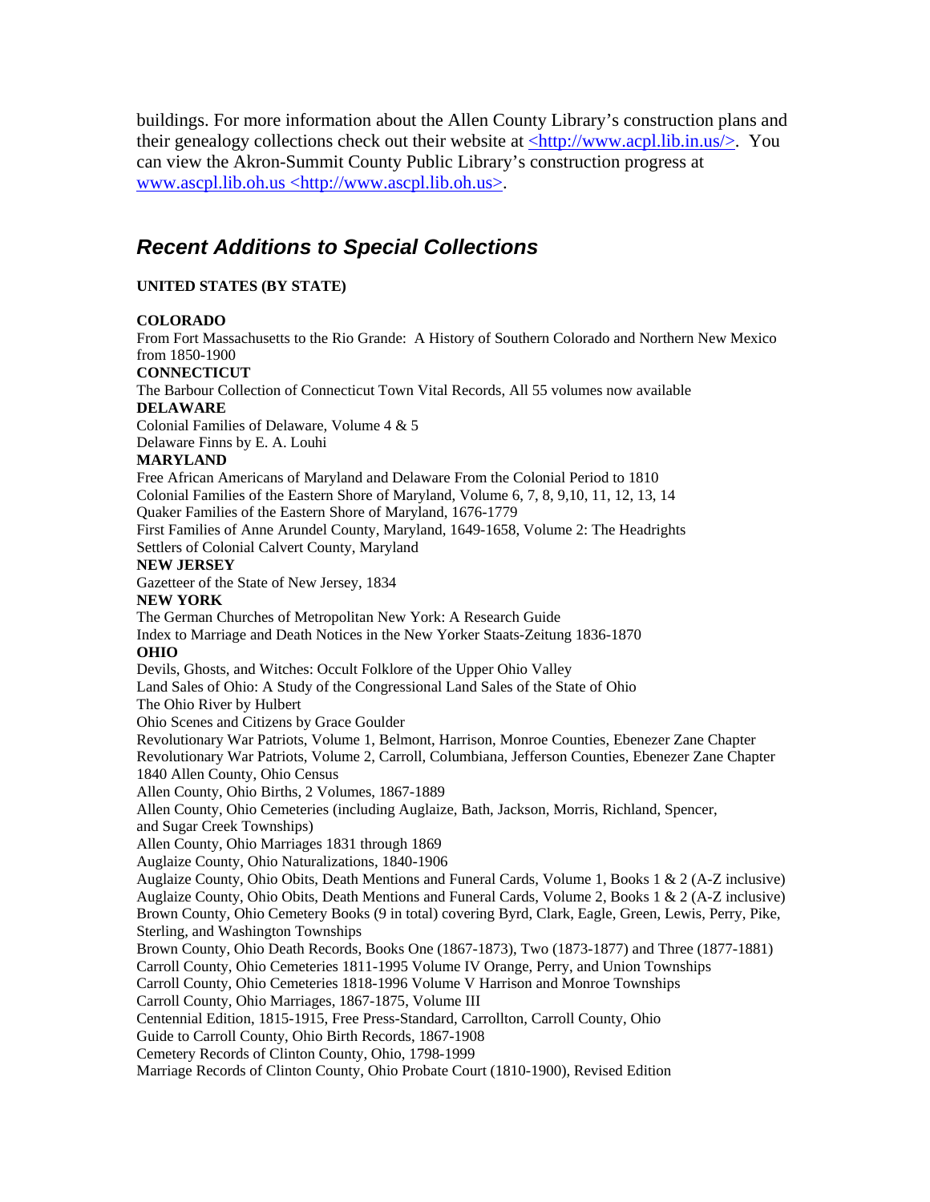buildings. For more information about the Allen County Library's construction plans and their genealogy collections check out their website at <http://www.acpl.lib.in.us/>. You can view the Akron-Summit County Public Library's construction progress at www.ascpl.lib.oh.us <http://www.ascpl.lib.oh.us>.

## *Recent Additions to Special Collections*

**UNITED STATES (BY STATE)**

**COLORADO**
From Fort Massachusetts to the Rio Grande: A History of Southern Colorado and Northern New Mexico from 1850-1900

**CONNECTICUT**
The Barbour Collection of Connecticut Town Vital Records, All 55 volumes now available

**DELAWARE**
Colonial Families of Delaware, Volume 4 & 5
Delaware Finns by E. A. Louhi

**MARYLAND**
Free African Americans of Maryland and Delaware From the Colonial Period to 1810
Colonial Families of the Eastern Shore of Maryland, Volume 6, 7, 8, 9,10, 11, 12, 13, 14
Quaker Families of the Eastern Shore of Maryland, 1676-1779
First Families of Anne Arundel County, Maryland, 1649-1658, Volume 2: The Headrights
Settlers of Colonial Calvert County, Maryland

**NEW JERSEY**
Gazetteer of the State of New Jersey, 1834

**NEW YORK**
The German Churches of Metropolitan New York: A Research Guide
Index to Marriage and Death Notices in the New Yorker Staats-Zeitung 1836-1870

**OHIO**
Devils, Ghosts, and Witches: Occult Folklore of the Upper Ohio Valley
Land Sales of Ohio: A Study of the Congressional Land Sales of the State of Ohio
The Ohio River by Hulbert
Ohio Scenes and Citizens by Grace Goulder
Revolutionary War Patriots, Volume 1, Belmont, Harrison, Monroe Counties, Ebenezer Zane Chapter
Revolutionary War Patriots, Volume 2, Carroll, Columbiana, Jefferson Counties, Ebenezer Zane Chapter
1840 Allen County, Ohio Census
Allen County, Ohio Births, 2 Volumes, 1867-1889
Allen County, Ohio Cemeteries (including Auglaize, Bath, Jackson, Morris, Richland, Spencer, and Sugar Creek Townships)
Allen County, Ohio Marriages 1831 through 1869
Auglaize County, Ohio Naturalizations, 1840-1906
Auglaize County, Ohio Obits, Death Mentions and Funeral Cards, Volume 1, Books 1 & 2 (A-Z inclusive)
Auglaize County, Ohio Obits, Death Mentions and Funeral Cards, Volume 2, Books 1 & 2 (A-Z inclusive)
Brown County, Ohio Cemetery Books (9 in total) covering Byrd, Clark, Eagle, Green, Lewis, Perry, Pike, Sterling, and Washington Townships
Brown County, Ohio Death Records, Books One (1867-1873), Two (1873-1877) and Three (1877-1881)
Carroll County, Ohio Cemeteries 1811-1995 Volume IV Orange, Perry, and Union Townships
Carroll County, Ohio Cemeteries 1818-1996 Volume V Harrison and Monroe Townships
Carroll County, Ohio Marriages, 1867-1875, Volume III
Centennial Edition, 1815-1915, Free Press-Standard, Carrollton, Carroll County, Ohio
Guide to Carroll County, Ohio Birth Records, 1867-1908
Cemetery Records of Clinton County, Ohio, 1798-1999
Marriage Records of Clinton County, Ohio Probate Court (1810-1900), Revised Edition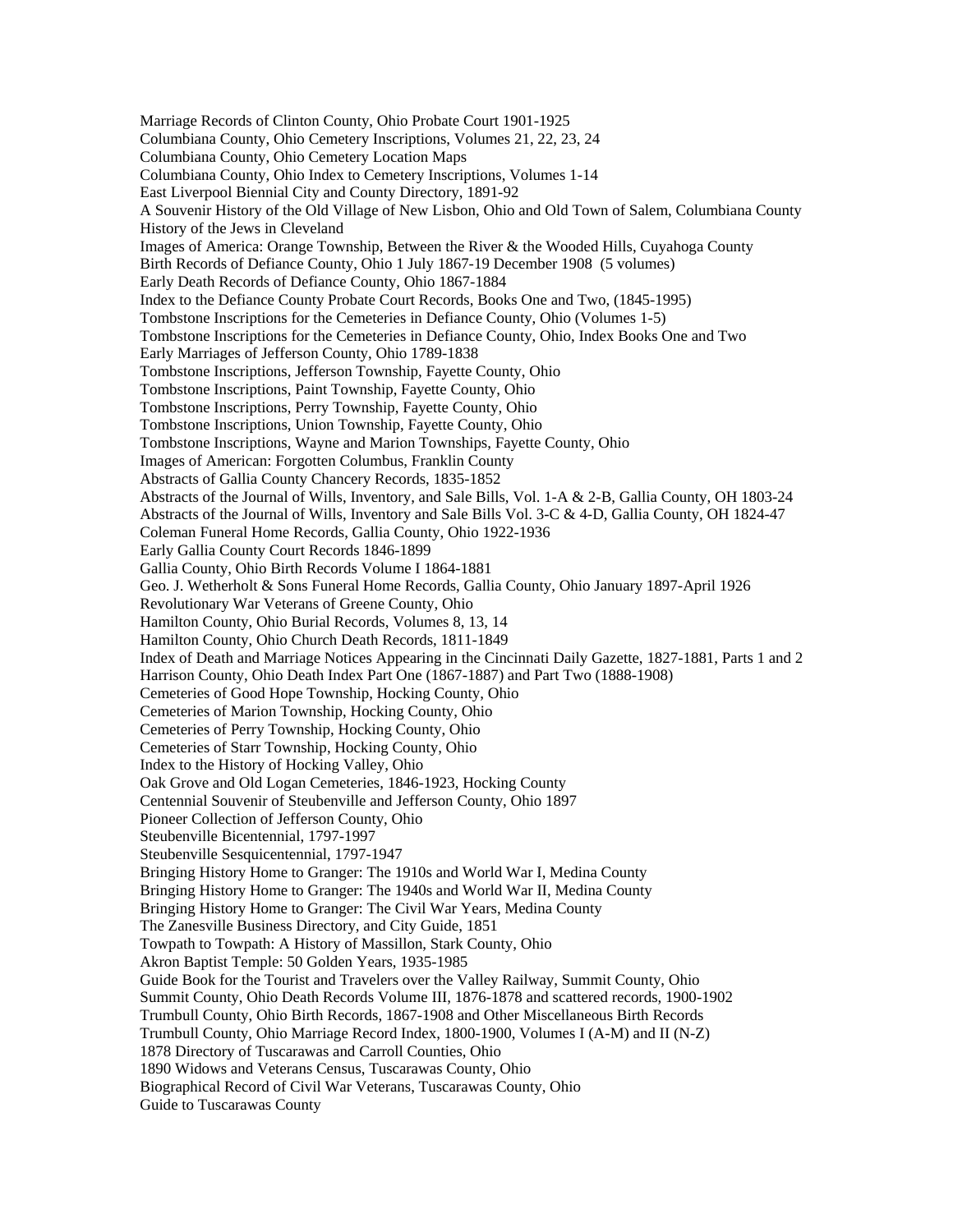Marriage Records of Clinton County, Ohio Probate Court 1901-1925
Columbiana County, Ohio Cemetery Inscriptions, Volumes 21, 22, 23, 24
Columbiana County, Ohio Cemetery Location Maps
Columbiana County, Ohio Index to Cemetery Inscriptions, Volumes 1-14
East Liverpool Biennial City and County Directory, 1891-92
A Souvenir History of the Old Village of New Lisbon, Ohio and Old Town of Salem, Columbiana County
History of the Jews in Cleveland
Images of America: Orange Township, Between the River & the Wooded Hills, Cuyahoga County
Birth Records of Defiance County, Ohio 1 July 1867-19 December 1908 (5 volumes)
Early Death Records of Defiance County, Ohio 1867-1884
Index to the Defiance County Probate Court Records, Books One and Two, (1845-1995)
Tombstone Inscriptions for the Cemeteries in Defiance County, Ohio (Volumes 1-5)
Tombstone Inscriptions for the Cemeteries in Defiance County, Ohio, Index Books One and Two
Early Marriages of Jefferson County, Ohio 1789-1838
Tombstone Inscriptions, Jefferson Township, Fayette County, Ohio
Tombstone Inscriptions, Paint Township, Fayette County, Ohio
Tombstone Inscriptions, Perry Township, Fayette County, Ohio
Tombstone Inscriptions, Union Township, Fayette County, Ohio
Tombstone Inscriptions, Wayne and Marion Townships, Fayette County, Ohio
Images of American: Forgotten Columbus, Franklin County
Abstracts of Gallia County Chancery Records, 1835-1852
Abstracts of the Journal of Wills, Inventory, and Sale Bills, Vol. 1-A & 2-B, Gallia County, OH 1803-24
Abstracts of the Journal of Wills, Inventory and Sale Bills Vol. 3-C & 4-D, Gallia County, OH 1824-47
Coleman Funeral Home Records, Gallia County, Ohio 1922-1936
Early Gallia County Court Records 1846-1899
Gallia County, Ohio Birth Records Volume I 1864-1881
Geo. J. Wetherholt & Sons Funeral Home Records, Gallia County, Ohio January 1897-April 1926
Revolutionary War Veterans of Greene County, Ohio
Hamilton County, Ohio Burial Records, Volumes 8, 13, 14
Hamilton County, Ohio Church Death Records, 1811-1849
Index of Death and Marriage Notices Appearing in the Cincinnati Daily Gazette, 1827-1881, Parts 1 and 2
Harrison County, Ohio Death Index Part One (1867-1887) and Part Two (1888-1908)
Cemeteries of Good Hope Township, Hocking County, Ohio
Cemeteries of Marion Township, Hocking County, Ohio
Cemeteries of Perry Township, Hocking County, Ohio
Cemeteries of Starr Township, Hocking County, Ohio
Index to the History of Hocking Valley, Ohio
Oak Grove and Old Logan Cemeteries, 1846-1923, Hocking County
Centennial Souvenir of Steubenville and Jefferson County, Ohio 1897
Pioneer Collection of Jefferson County, Ohio
Steubenville Bicentennial, 1797-1997
Steubenville Sesquicentennial, 1797-1947
Bringing History Home to Granger: The 1910s and World War I, Medina County
Bringing History Home to Granger: The 1940s and World War II, Medina County
Bringing History Home to Granger: The Civil War Years, Medina County
The Zanesville Business Directory, and City Guide, 1851
Towpath to Towpath: A History of Massillon, Stark County, Ohio
Akron Baptist Temple: 50 Golden Years, 1935-1985
Guide Book for the Tourist and Travelers over the Valley Railway, Summit County, Ohio
Summit County, Ohio Death Records Volume III, 1876-1878 and scattered records, 1900-1902
Trumbull County, Ohio Birth Records, 1867-1908 and Other Miscellaneous Birth Records
Trumbull County, Ohio Marriage Record Index, 1800-1900, Volumes I (A-M) and II (N-Z)
1878 Directory of Tuscarawas and Carroll Counties, Ohio
1890 Widows and Veterans Census, Tuscarawas County, Ohio
Biographical Record of Civil War Veterans, Tuscarawas County, Ohio
Guide to Tuscarawas County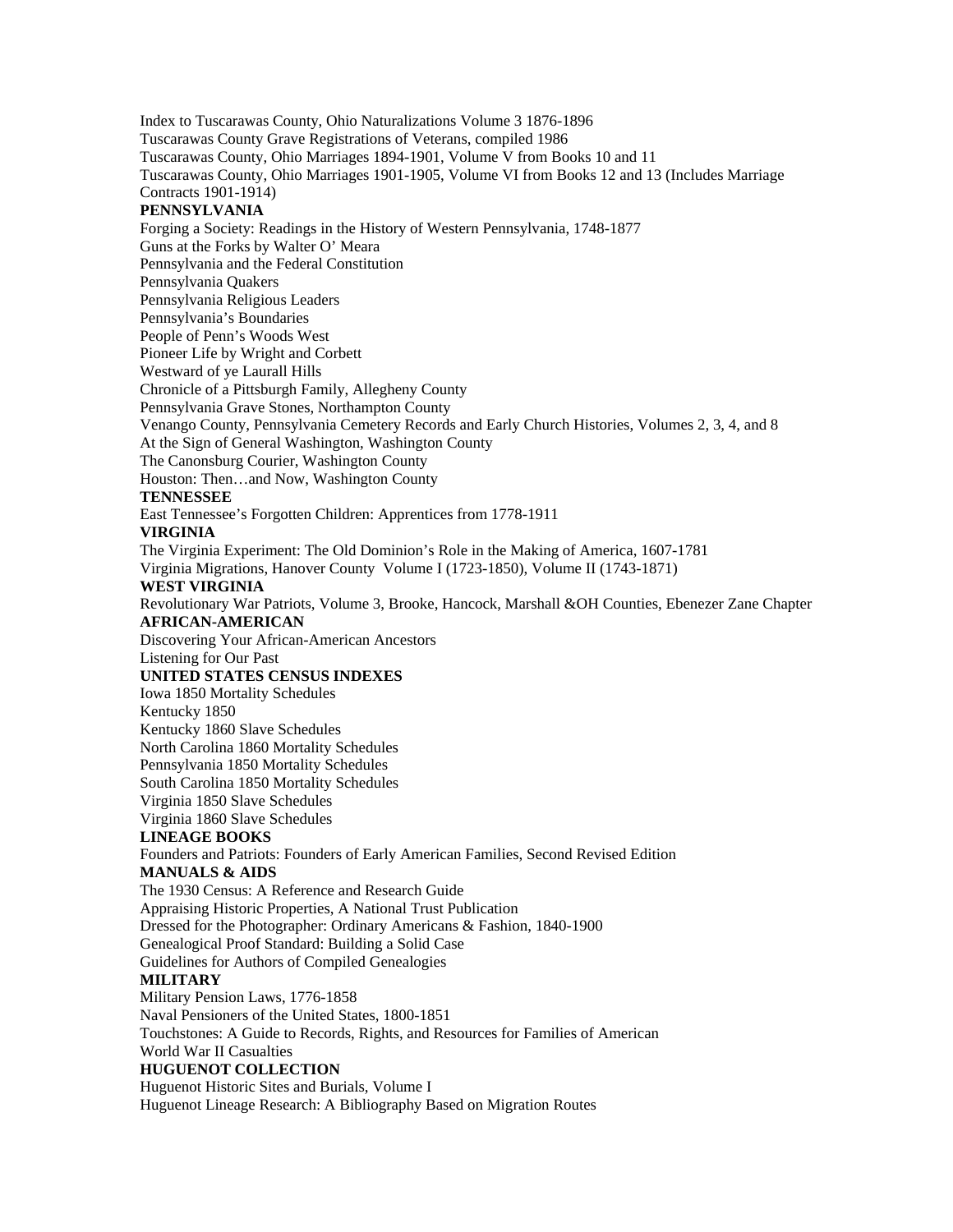Index to Tuscarawas County, Ohio Naturalizations Volume 3 1876-1896
Tuscarawas County Grave Registrations of Veterans, compiled 1986
Tuscarawas County, Ohio Marriages 1894-1901, Volume V from Books 10 and 11
Tuscarawas County, Ohio Marriages 1901-1905, Volume VI from Books 12 and 13 (Includes Marriage Contracts 1901-1914)

**PENNSYLVANIA**

Forging a Society: Readings in the History of Western Pennsylvania, 1748-1877
Guns at the Forks by Walter O' Meara
Pennsylvania and the Federal Constitution
Pennsylvania Quakers
Pennsylvania Religious Leaders
Pennsylvania's Boundaries
People of Penn's Woods West
Pioneer Life by Wright and Corbett
Westward of ye Laurall Hills
Chronicle of a Pittsburgh Family, Allegheny County
Pennsylvania Grave Stones, Northampton County
Venango County, Pennsylvania Cemetery Records and Early Church Histories, Volumes 2, 3, 4, and 8
At the Sign of General Washington, Washington County
The Canonsburg Courier, Washington County
Houston: Then…and Now, Washington County

**TENNESSEE**

East Tennessee's Forgotten Children: Apprentices from 1778-1911

**VIRGINIA**

The Virginia Experiment: The Old Dominion's Role in the Making of America, 1607-1781
Virginia Migrations, Hanover County Volume I (1723-1850), Volume II (1743-1871)

**WEST VIRGINIA**

Revolutionary War Patriots, Volume 3, Brooke, Hancock, Marshall &OH Counties, Ebenezer Zane Chapter

**AFRICAN-AMERICAN**

Discovering Your African-American Ancestors
Listening for Our Past

**UNITED STATES CENSUS INDEXES**

Iowa 1850 Mortality Schedules
Kentucky 1850
Kentucky 1860 Slave Schedules
North Carolina 1860 Mortality Schedules
Pennsylvania 1850 Mortality Schedules
South Carolina 1850 Mortality Schedules
Virginia 1850 Slave Schedules
Virginia 1860 Slave Schedules

**LINEAGE BOOKS**

Founders and Patriots: Founders of Early American Families, Second Revised Edition

**MANUALS & AIDS**

The 1930 Census: A Reference and Research Guide
Appraising Historic Properties, A National Trust Publication
Dressed for the Photographer: Ordinary Americans & Fashion, 1840-1900
Genealogical Proof Standard: Building a Solid Case
Guidelines for Authors of Compiled Genealogies

**MILITARY**

Military Pension Laws, 1776-1858
Naval Pensioners of the United States, 1800-1851
Touchstones: A Guide to Records, Rights, and Resources for Families of American
World War II Casualties

**HUGUENOT COLLECTION**

Huguenot Historic Sites and Burials, Volume I
Huguenot Lineage Research: A Bibliography Based on Migration Routes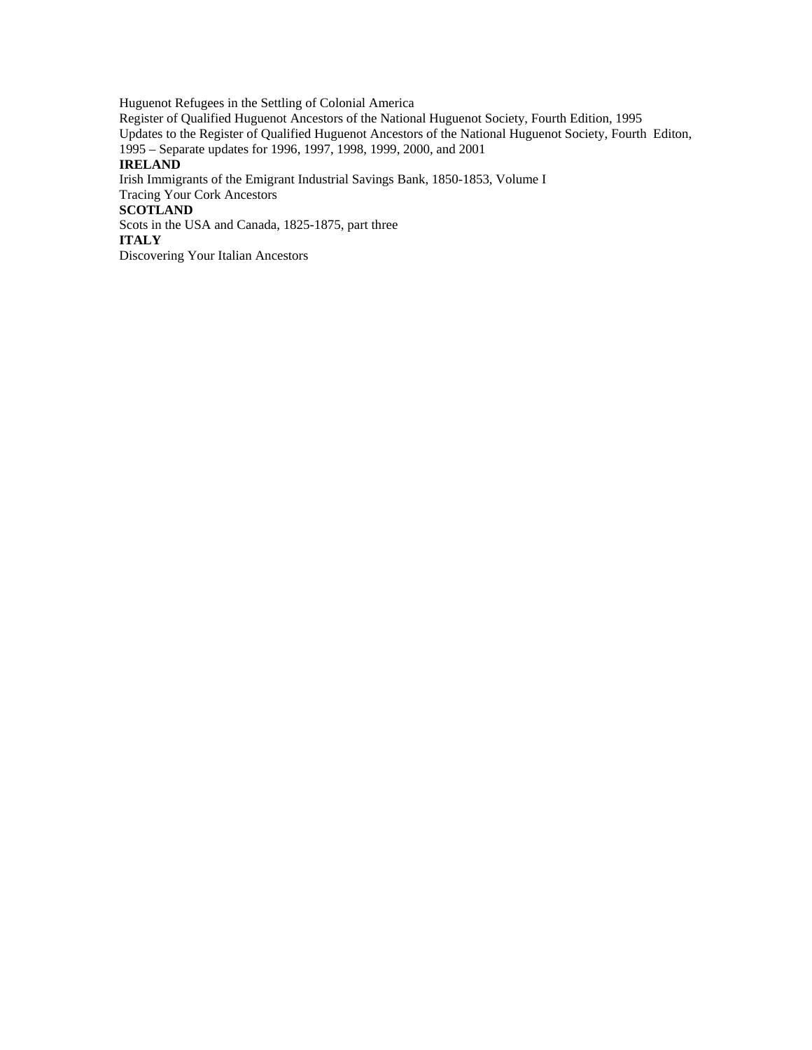Huguenot Refugees in the Settling of Colonial America

Register of Qualified Huguenot Ancestors of the National Huguenot Society, Fourth Edition, 1995

Updates to the Register of Qualified Huguenot Ancestors of the National Huguenot Society, Fourth Editon, 1995 – Separate updates for 1996, 1997, 1998, 1999, 2000, and 2001

**IRELAND**

Irish Immigrants of the Emigrant Industrial Savings Bank, 1850-1853, Volume I

Tracing Your Cork Ancestors

**SCOTLAND**

Scots in the USA and Canada, 1825-1875, part three

**ITALY**

Discovering Your Italian Ancestors